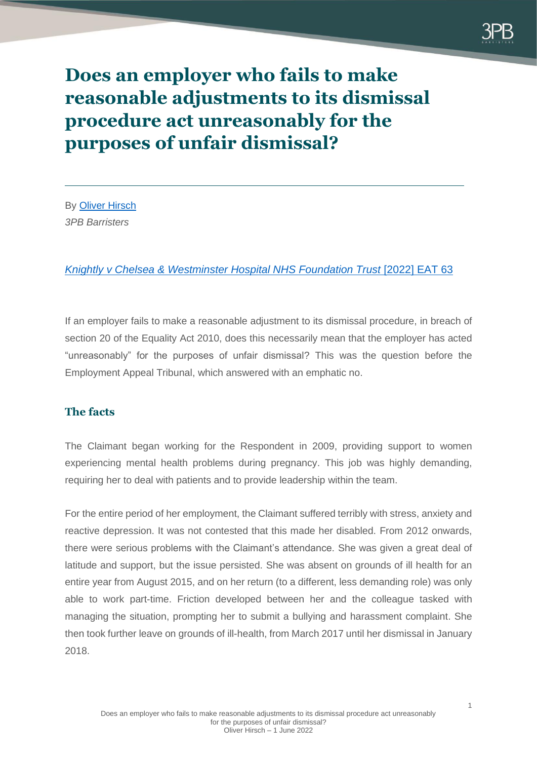# Does an employer who fails to make reasonable adjustments to its dismissal procedure act unreasonably for the purposes of unfair dismissal?

---

By Oliver Hirsch
*3PB Barristers*

*Knightly v Chelsea & Westminster Hospital NHS Foundation Trust* [2022] EAT 63

If an employer fails to make a reasonable adjustment to its dismissal procedure, in breach of section 20 of the Equality Act 2010, does this necessarily mean that the employer has acted "unreasonably" for the purposes of unfair dismissal? This was the question before the Employment Appeal Tribunal, which answered with an emphatic no.

## The facts

The Claimant began working for the Respondent in 2009, providing support to women experiencing mental health problems during pregnancy. This job was highly demanding, requiring her to deal with patients and to provide leadership within the team.

For the entire period of her employment, the Claimant suffered terribly with stress, anxiety and reactive depression. It was not contested that this made her disabled. From 2012 onwards, there were serious problems with the Claimant's attendance. She was given a great deal of latitude and support, but the issue persisted. She was absent on grounds of ill health for an entire year from August 2015, and on her return (to a different, less demanding role) was only able to work part-time. Friction developed between her and the colleague tasked with managing the situation, prompting her to submit a bullying and harassment complaint. She then took further leave on grounds of ill-health, from March 2017 until her dismissal in January 2018.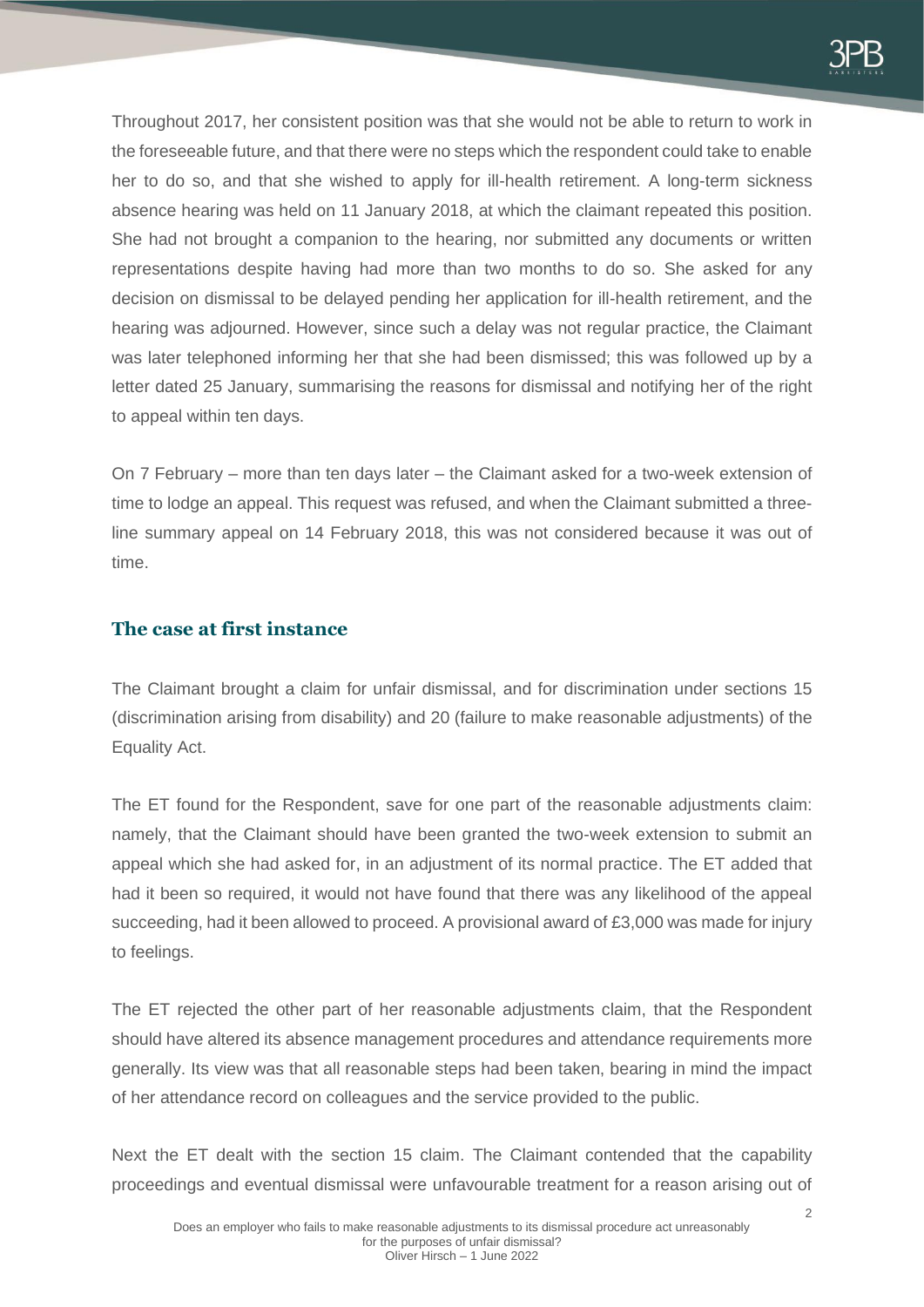Throughout 2017, her consistent position was that she would not be able to return to work in the foreseeable future, and that there were no steps which the respondent could take to enable her to do so, and that she wished to apply for ill-health retirement. A long-term sickness absence hearing was held on 11 January 2018, at which the claimant repeated this position. She had not brought a companion to the hearing, nor submitted any documents or written representations despite having had more than two months to do so. She asked for any decision on dismissal to be delayed pending her application for ill-health retirement, and the hearing was adjourned. However, since such a delay was not regular practice, the Claimant was later telephoned informing her that she had been dismissed; this was followed up by a letter dated 25 January, summarising the reasons for dismissal and notifying her of the right to appeal within ten days.

On 7 February – more than ten days later – the Claimant asked for a two-week extension of time to lodge an appeal. This request was refused, and when the Claimant submitted a three-line summary appeal on 14 February 2018, this was not considered because it was out of time.

## The case at first instance

The Claimant brought a claim for unfair dismissal, and for discrimination under sections 15 (discrimination arising from disability) and 20 (failure to make reasonable adjustments) of the Equality Act.

The ET found for the Respondent, save for one part of the reasonable adjustments claim: namely, that the Claimant should have been granted the two-week extension to submit an appeal which she had asked for, in an adjustment of its normal practice. The ET added that had it been so required, it would not have found that there was any likelihood of the appeal succeeding, had it been allowed to proceed. A provisional award of £3,000 was made for injury to feelings.

The ET rejected the other part of her reasonable adjustments claim, that the Respondent should have altered its absence management procedures and attendance requirements more generally. Its view was that all reasonable steps had been taken, bearing in mind the impact of her attendance record on colleagues and the service provided to the public.

Next the ET dealt with the section 15 claim. The Claimant contended that the capability proceedings and eventual dismissal were unfavourable treatment for a reason arising out of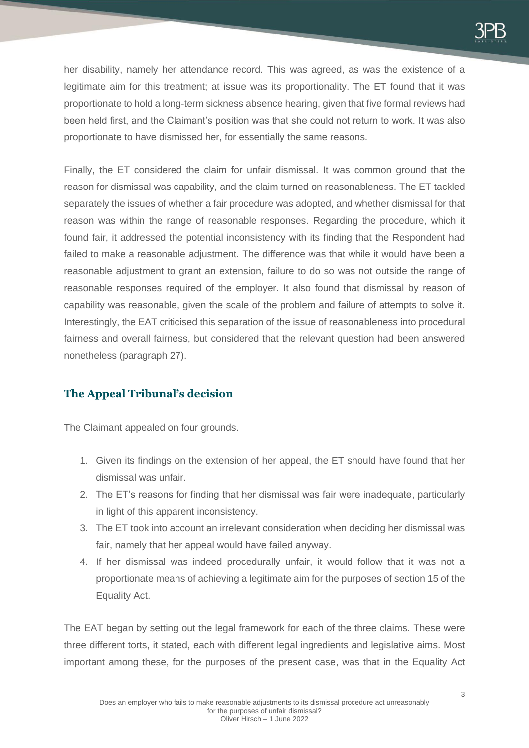her disability, namely her attendance record. This was agreed, as was the existence of a legitimate aim for this treatment; at issue was its proportionality. The ET found that it was proportionate to hold a long-term sickness absence hearing, given that five formal reviews had been held first, and the Claimant's position was that she could not return to work. It was also proportionate to have dismissed her, for essentially the same reasons.

Finally, the ET considered the claim for unfair dismissal. It was common ground that the reason for dismissal was capability, and the claim turned on reasonableness. The ET tackled separately the issues of whether a fair procedure was adopted, and whether dismissal for that reason was within the range of reasonable responses. Regarding the procedure, which it found fair, it addressed the potential inconsistency with its finding that the Respondent had failed to make a reasonable adjustment. The difference was that while it would have been a reasonable adjustment to grant an extension, failure to do so was not outside the range of reasonable responses required of the employer. It also found that dismissal by reason of capability was reasonable, given the scale of the problem and failure of attempts to solve it. Interestingly, the EAT criticised this separation of the issue of reasonableness into procedural fairness and overall fairness, but considered that the relevant question had been answered nonetheless (paragraph 27).

## The Appeal Tribunal's decision

The Claimant appealed on four grounds.

1. Given its findings on the extension of her appeal, the ET should have found that her dismissal was unfair.
2. The ET's reasons for finding that her dismissal was fair were inadequate, particularly in light of this apparent inconsistency.
3. The ET took into account an irrelevant consideration when deciding her dismissal was fair, namely that her appeal would have failed anyway.
4. If her dismissal was indeed procedurally unfair, it would follow that it was not a proportionate means of achieving a legitimate aim for the purposes of section 15 of the Equality Act.

The EAT began by setting out the legal framework for each of the three claims. These were three different torts, it stated, each with different legal ingredients and legislative aims. Most important among these, for the purposes of the present case, was that in the Equality Act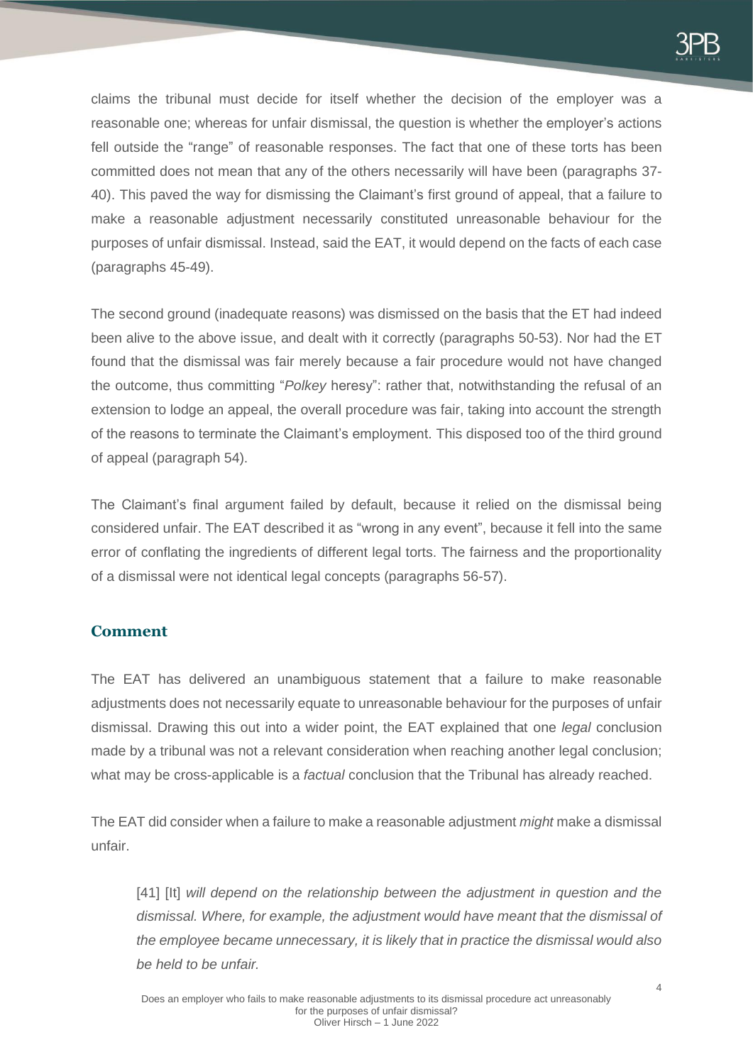claims the tribunal must decide for itself whether the decision of the employer was a reasonable one; whereas for unfair dismissal, the question is whether the employer's actions fell outside the "range" of reasonable responses. The fact that one of these torts has been committed does not mean that any of the others necessarily will have been (paragraphs 37-40). This paved the way for dismissing the Claimant's first ground of appeal, that a failure to make a reasonable adjustment necessarily constituted unreasonable behaviour for the purposes of unfair dismissal. Instead, said the EAT, it would depend on the facts of each case (paragraphs 45-49).

The second ground (inadequate reasons) was dismissed on the basis that the ET had indeed been alive to the above issue, and dealt with it correctly (paragraphs 50-53). Nor had the ET found that the dismissal was fair merely because a fair procedure would not have changed the outcome, thus committing "*Polkey* heresy": rather that, notwithstanding the refusal of an extension to lodge an appeal, the overall procedure was fair, taking into account the strength of the reasons to terminate the Claimant's employment. This disposed too of the third ground of appeal (paragraph 54).

The Claimant's final argument failed by default, because it relied on the dismissal being considered unfair. The EAT described it as "wrong in any event", because it fell into the same error of conflating the ingredients of different legal torts. The fairness and the proportionality of a dismissal were not identical legal concepts (paragraphs 56-57).

## Comment

The EAT has delivered an unambiguous statement that a failure to make reasonable adjustments does not necessarily equate to unreasonable behaviour for the purposes of unfair dismissal. Drawing this out into a wider point, the EAT explained that one *legal* conclusion made by a tribunal was not a relevant consideration when reaching another legal conclusion; what may be cross-applicable is a *factual* conclusion that the Tribunal has already reached.

The EAT did consider when a failure to make a reasonable adjustment *might* make a dismissal unfair.

> [41] [It] *will depend on the relationship between the adjustment in question and the dismissal. Where, for example, the adjustment would have meant that the dismissal of the employee became unnecessary, it is likely that in practice the dismissal would also be held to be unfair.*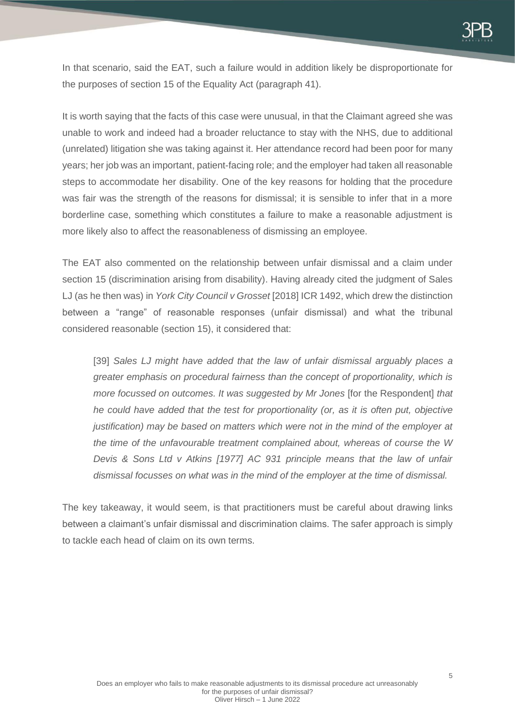In that scenario, said the EAT, such a failure would in addition likely be disproportionate for the purposes of section 15 of the Equality Act (paragraph 41).

It is worth saying that the facts of this case were unusual, in that the Claimant agreed she was unable to work and indeed had a broader reluctance to stay with the NHS, due to additional (unrelated) litigation she was taking against it. Her attendance record had been poor for many years; her job was an important, patient-facing role; and the employer had taken all reasonable steps to accommodate her disability. One of the key reasons for holding that the procedure was fair was the strength of the reasons for dismissal; it is sensible to infer that in a more borderline case, something which constitutes a failure to make a reasonable adjustment is more likely also to affect the reasonableness of dismissing an employee.

The EAT also commented on the relationship between unfair dismissal and a claim under section 15 (discrimination arising from disability). Having already cited the judgment of Sales LJ (as he then was) in *York City Council v Grosset* [2018] ICR 1492, which drew the distinction between a "range" of reasonable responses (unfair dismissal) and what the tribunal considered reasonable (section 15), it considered that:

> [39] *Sales LJ might have added that the law of unfair dismissal arguably places a greater emphasis on procedural fairness than the concept of proportionality, which is more focussed on outcomes. It was suggested by Mr Jones* [for the Respondent] *that he could have added that the test for proportionality (or, as it is often put, objective justification) may be based on matters which were not in the mind of the employer at the time of the unfavourable treatment complained about, whereas of course the W Devis & Sons Ltd v Atkins [1977] AC 931 principle means that the law of unfair dismissal focusses on what was in the mind of the employer at the time of dismissal.*

The key takeaway, it would seem, is that practitioners must be careful about drawing links between a claimant's unfair dismissal and discrimination claims. The safer approach is simply to tackle each head of claim on its own terms.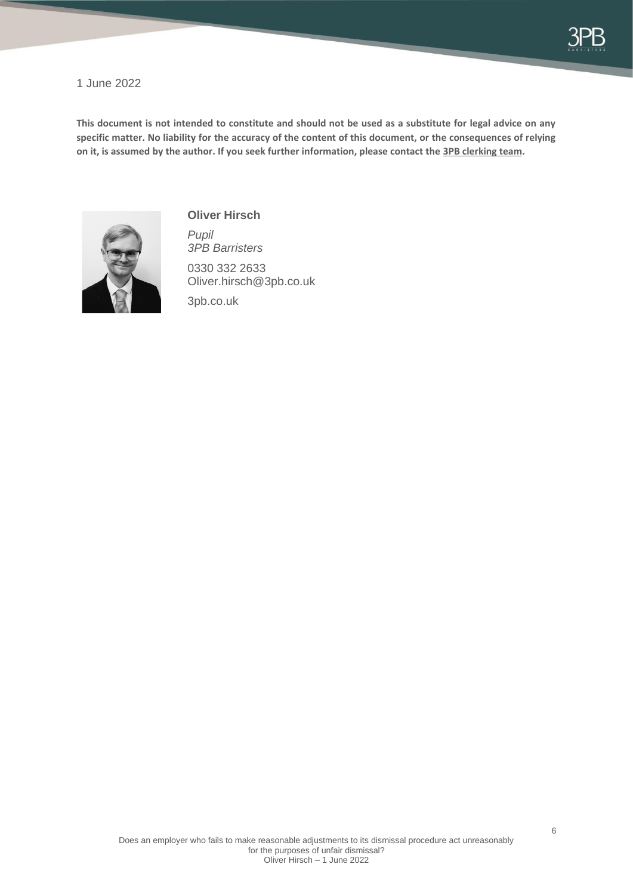1 June 2022

**This document is not intended to constitute and should not be used as a substitute for legal advice on any specific matter. No liability for the accuracy of the content of this document, or the consequences of relying on it, is assumed by the author. If you seek further information, please contact the 3PB clerking team.**

**Oliver Hirsch**

*Pupil*
*3PB Barristers*

0330 332 2633
Oliver.hirsch@3pb.co.uk

3pb.co.uk